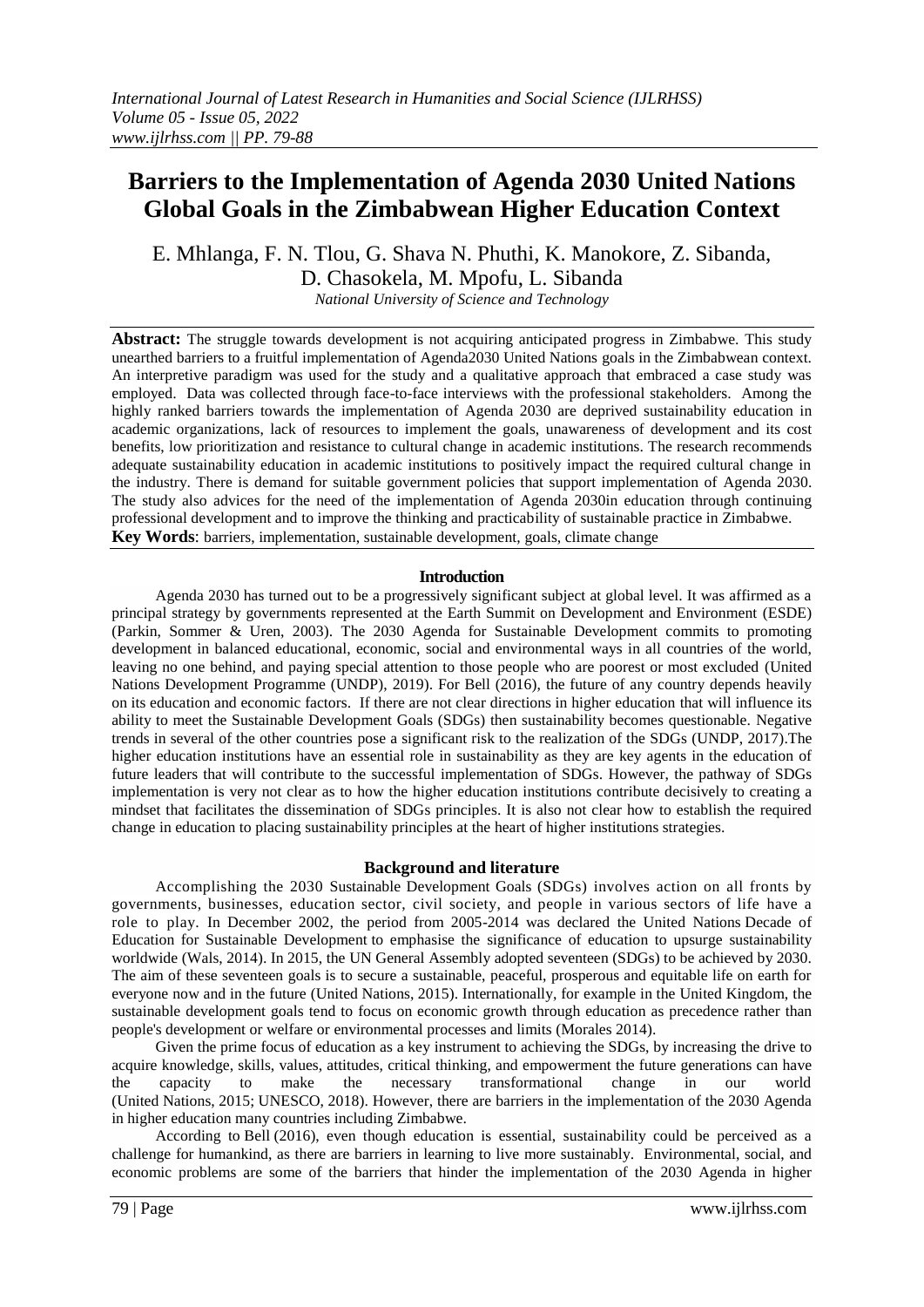# Barriers to the Implementation of Agenda 2030 United Nations Global Goals in the Zimbabwean Higher Education Context

E. Mhlanga, F. N. Tlou, G. Shava N. Phuthi, K. Manokore, Z. Sibanda, D. Chasokela, M. Mpofu, L. Sibanda

*National University of Science and Technology*

**Abstract:** The struggle towards development is not acquiring anticipated progress in Zimbabwe. This study unearthed barriers to a fruitful implementation of Agenda2030 United Nations goals in the Zimbabwean context. An interpretive paradigm was used for the study and a qualitative approach that embraced a case study was employed. Data was collected through face-to-face interviews with the professional stakeholders. Among the highly ranked barriers towards the implementation of Agenda 2030 are deprived sustainability education in academic organizations, lack of resources to implement the goals, unawareness of development and its cost benefits, low prioritization and resistance to cultural change in academic institutions. The research recommends adequate sustainability education in academic institutions to positively impact the required cultural change in the industry. There is demand for suitable government policies that support implementation of Agenda 2030. The study also advices for the need of the implementation of Agenda 2030in education through continuing professional development and to improve the thinking and practicability of sustainable practice in Zimbabwe.

**Key Words**: barriers, implementation, sustainable development, goals, climate change

## Introduction

Agenda 2030 has turned out to be a progressively significant subject at global level. It was affirmed as a principal strategy by governments represented at the Earth Summit on Development and Environment (ESDE) (Parkin, Sommer & Uren, 2003). The 2030 Agenda for Sustainable Development commits to promoting development in balanced educational, economic, social and environmental ways in all countries of the world, leaving no one behind, and paying special attention to those people who are poorest or most excluded (United Nations Development Programme (UNDP), 2019). For Bell (2016), the future of any country depends heavily on its education and economic factors. If there are not clear directions in higher education that will influence its ability to meet the Sustainable Development Goals (SDGs) then sustainability becomes questionable. Negative trends in several of the other countries pose a significant risk to the realization of the SDGs (UNDP, 2017).The higher education institutions have an essential role in sustainability as they are key agents in the education of future leaders that will contribute to the successful implementation of SDGs. However, the pathway of SDGs implementation is very not clear as to how the higher education institutions contribute decisively to creating a mindset that facilitates the dissemination of SDGs principles. It is also not clear how to establish the required change in education to placing sustainability principles at the heart of higher institutions strategies.

## Background and literature

Accomplishing the 2030 Sustainable Development Goals (SDGs) involves action on all fronts by governments, businesses, education sector, civil society, and people in various sectors of life have a role to play. In December 2002, the period from 2005-2014 was declared the United Nations Decade of Education for Sustainable Development to emphasise the significance of education to upsurge sustainability worldwide (Wals, 2014). In 2015, the UN General Assembly adopted seventeen (SDGs) to be achieved by 2030. The aim of these seventeen goals is to secure a sustainable, peaceful, prosperous and equitable life on earth for everyone now and in the future (United Nations, 2015). Internationally, for example in the United Kingdom, the sustainable development goals tend to focus on economic growth through education as precedence rather than people's development or welfare or environmental processes and limits (Morales 2014).

Given the prime focus of education as a key instrument to achieving the SDGs, by increasing the drive to acquire knowledge, skills, values, attitudes, critical thinking, and empowerment the future generations can have the capacity to make the necessary transformational change in our world (United Nations, 2015; UNESCO, 2018). However, there are barriers in the implementation of the 2030 Agenda in higher education many countries including Zimbabwe.

According to Bell (2016), even though education is essential, sustainability could be perceived as a challenge for humankind, as there are barriers in learning to live more sustainably. Environmental, social, and economic problems are some of the barriers that hinder the implementation of the 2030 Agenda in higher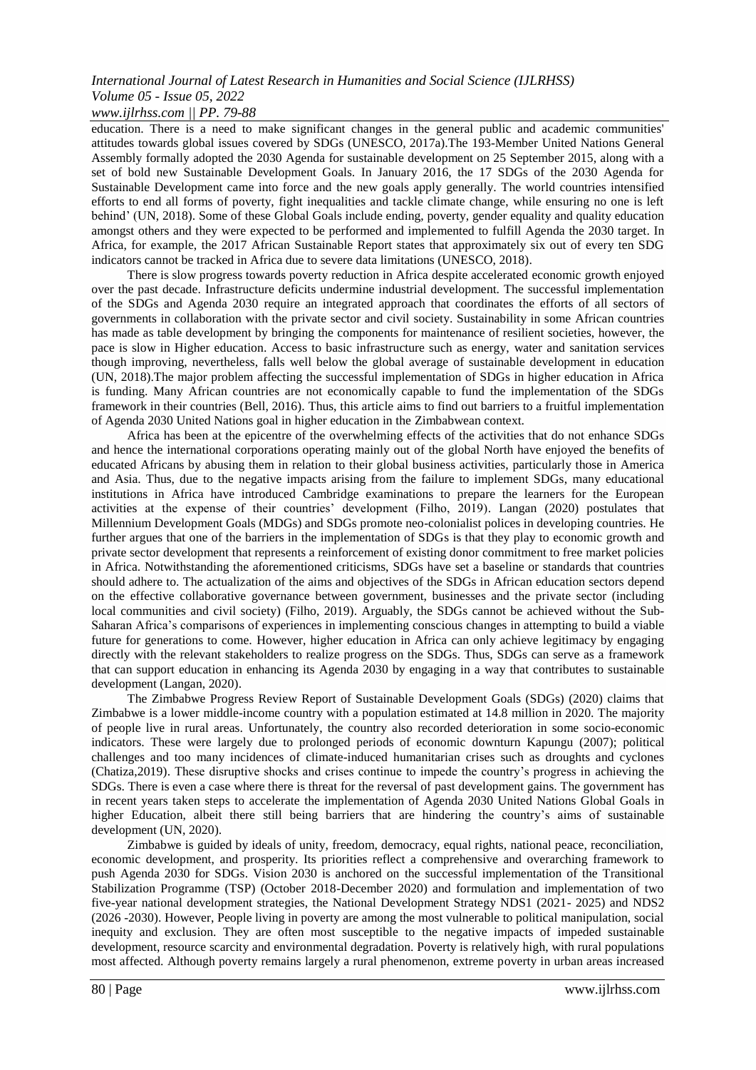education. There is a need to make significant changes in the general public and academic communities' attitudes towards global issues covered by SDGs (UNESCO, 2017a).The 193-Member United Nations General Assembly formally adopted the 2030 Agenda for sustainable development on 25 September 2015, along with a set of bold new Sustainable Development Goals. In January 2016, the 17 SDGs of the 2030 Agenda for Sustainable Development came into force and the new goals apply generally. The world countries intensified efforts to end all forms of poverty, fight inequalities and tackle climate change, while ensuring no one is left behind' (UN, 2018). Some of these Global Goals include ending, poverty, gender equality and quality education amongst others and they were expected to be performed and implemented to fulfill Agenda the 2030 target. In Africa, for example, the 2017 African Sustainable Report states that approximately six out of every ten SDG indicators cannot be tracked in Africa due to severe data limitations (UNESCO, 2018).

There is slow progress towards poverty reduction in Africa despite accelerated economic growth enjoyed over the past decade. Infrastructure deficits undermine industrial development. The successful implementation of the SDGs and Agenda 2030 require an integrated approach that coordinates the efforts of all sectors of governments in collaboration with the private sector and civil society. Sustainability in some African countries has made as table development by bringing the components for maintenance of resilient societies, however, the pace is slow in Higher education. Access to basic infrastructure such as energy, water and sanitation services though improving, nevertheless, falls well below the global average of sustainable development in education (UN, 2018).The major problem affecting the successful implementation of SDGs in higher education in Africa is funding. Many African countries are not economically capable to fund the implementation of the SDGs framework in their countries (Bell, 2016). Thus, this article aims to find out barriers to a fruitful implementation of Agenda 2030 United Nations goal in higher education in the Zimbabwean context.

Africa has been at the epicentre of the overwhelming effects of the activities that do not enhance SDGs and hence the international corporations operating mainly out of the global North have enjoyed the benefits of educated Africans by abusing them in relation to their global business activities, particularly those in America and Asia. Thus, due to the negative impacts arising from the failure to implement SDGs, many educational institutions in Africa have introduced Cambridge examinations to prepare the learners for the European activities at the expense of their countries' development (Filho, 2019). Langan (2020) postulates that Millennium Development Goals (MDGs) and SDGs promote neo-colonialist polices in developing countries. He further argues that one of the barriers in the implementation of SDGs is that they play to economic growth and private sector development that represents a reinforcement of existing donor commitment to free market policies in Africa. Notwithstanding the aforementioned criticisms, SDGs have set a baseline or standards that countries should adhere to. The actualization of the aims and objectives of the SDGs in African education sectors depend on the effective collaborative governance between government, businesses and the private sector (including local communities and civil society) (Filho, 2019). Arguably, the SDGs cannot be achieved without the Sub-Saharan Africa's comparisons of experiences in implementing conscious changes in attempting to build a viable future for generations to come. However, higher education in Africa can only achieve legitimacy by engaging directly with the relevant stakeholders to realize progress on the SDGs. Thus, SDGs can serve as a framework that can support education in enhancing its Agenda 2030 by engaging in a way that contributes to sustainable development (Langan, 2020).

The Zimbabwe Progress Review Report of Sustainable Development Goals (SDGs) (2020) claims that Zimbabwe is a lower middle-income country with a population estimated at 14.8 million in 2020. The majority of people live in rural areas. Unfortunately, the country also recorded deterioration in some socio-economic indicators. These were largely due to prolonged periods of economic downturn Kapungu (2007); political challenges and too many incidences of climate-induced humanitarian crises such as droughts and cyclones (Chatiza,2019). These disruptive shocks and crises continue to impede the country's progress in achieving the SDGs. There is even a case where there is threat for the reversal of past development gains. The government has in recent years taken steps to accelerate the implementation of Agenda 2030 United Nations Global Goals in higher Education, albeit there still being barriers that are hindering the country's aims of sustainable development (UN, 2020).

Zimbabwe is guided by ideals of unity, freedom, democracy, equal rights, national peace, reconciliation, economic development, and prosperity. Its priorities reflect a comprehensive and overarching framework to push Agenda 2030 for SDGs. Vision 2030 is anchored on the successful implementation of the Transitional Stabilization Programme (TSP) (October 2018-December 2020) and formulation and implementation of two five-year national development strategies, the National Development Strategy NDS1 (2021- 2025) and NDS2 (2026 -2030). However, People living in poverty are among the most vulnerable to political manipulation, social inequity and exclusion. They are often most susceptible to the negative impacts of impeded sustainable development, resource scarcity and environmental degradation. Poverty is relatively high, with rural populations most affected. Although poverty remains largely a rural phenomenon, extreme poverty in urban areas increased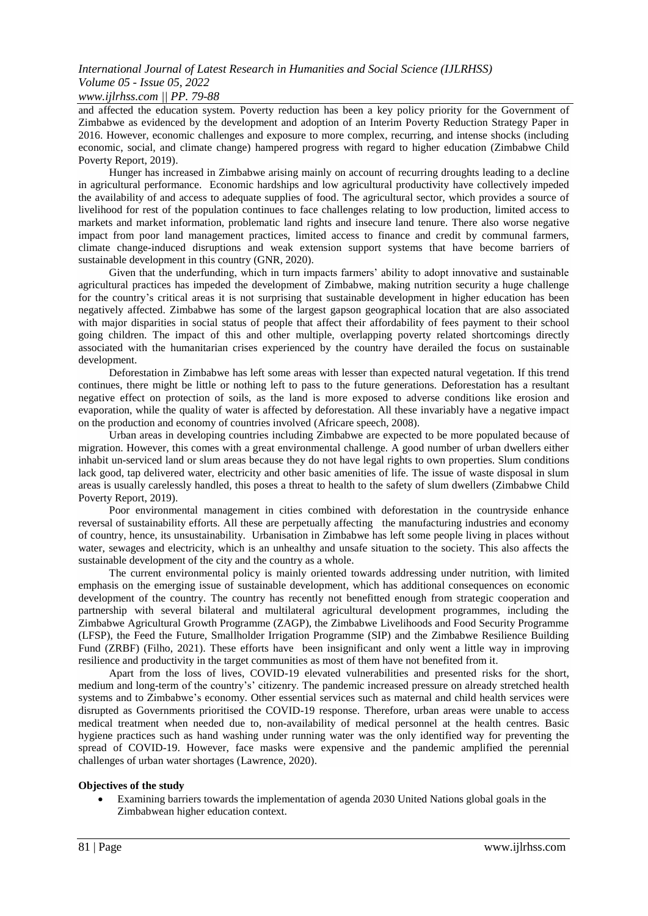and affected the education system. Poverty reduction has been a key policy priority for the Government of Zimbabwe as evidenced by the development and adoption of an Interim Poverty Reduction Strategy Paper in 2016. However, economic challenges and exposure to more complex, recurring, and intense shocks (including economic, social, and climate change) hampered progress with regard to higher education (Zimbabwe Child Poverty Report, 2019).

Hunger has increased in Zimbabwe arising mainly on account of recurring droughts leading to a decline in agricultural performance. Economic hardships and low agricultural productivity have collectively impeded the availability of and access to adequate supplies of food. The agricultural sector, which provides a source of livelihood for rest of the population continues to face challenges relating to low production, limited access to markets and market information, problematic land rights and insecure land tenure. There also worse negative impact from poor land management practices, limited access to finance and credit by communal farmers, climate change-induced disruptions and weak extension support systems that have become barriers of sustainable development in this country (GNR, 2020).

Given that the underfunding, which in turn impacts farmers' ability to adopt innovative and sustainable agricultural practices has impeded the development of Zimbabwe, making nutrition security a huge challenge for the country's critical areas it is not surprising that sustainable development in higher education has been negatively affected. Zimbabwe has some of the largest gapson geographical location that are also associated with major disparities in social status of people that affect their affordability of fees payment to their school going children. The impact of this and other multiple, overlapping poverty related shortcomings directly associated with the humanitarian crises experienced by the country have derailed the focus on sustainable development.

Deforestation in Zimbabwe has left some areas with lesser than expected natural vegetation. If this trend continues, there might be little or nothing left to pass to the future generations. Deforestation has a resultant negative effect on protection of soils, as the land is more exposed to adverse conditions like erosion and evaporation, while the quality of water is affected by deforestation. All these invariably have a negative impact on the production and economy of countries involved (Africare speech, 2008).

Urban areas in developing countries including Zimbabwe are expected to be more populated because of migration. However, this comes with a great environmental challenge. A good number of urban dwellers either inhabit un-serviced land or slum areas because they do not have legal rights to own properties. Slum conditions lack good, tap delivered water, electricity and other basic amenities of life. The issue of waste disposal in slum areas is usually carelessly handled, this poses a threat to health to the safety of slum dwellers (Zimbabwe Child Poverty Report, 2019).

Poor environmental management in cities combined with deforestation in the countryside enhance reversal of sustainability efforts. All these are perpetually affecting the manufacturing industries and economy of country, hence, its unsustainability. Urbanisation in Zimbabwe has left some people living in places without water, sewages and electricity, which is an unhealthy and unsafe situation to the society. This also affects the sustainable development of the city and the country as a whole.

The current environmental policy is mainly oriented towards addressing under nutrition, with limited emphasis on the emerging issue of sustainable development, which has additional consequences on economic development of the country. The country has recently not benefitted enough from strategic cooperation and partnership with several bilateral and multilateral agricultural development programmes, including the Zimbabwe Agricultural Growth Programme (ZAGP), the Zimbabwe Livelihoods and Food Security Programme (LFSP), the Feed the Future, Smallholder Irrigation Programme (SIP) and the Zimbabwe Resilience Building Fund (ZRBF) (Filho, 2021). These efforts have been insignificant and only went a little way in improving resilience and productivity in the target communities as most of them have not benefited from it.

Apart from the loss of lives, COVID-19 elevated vulnerabilities and presented risks for the short, medium and long-term of the country's' citizenry. The pandemic increased pressure on already stretched health systems and to Zimbabwe's economy. Other essential services such as maternal and child health services were disrupted as Governments prioritised the COVID-19 response. Therefore, urban areas were unable to access medical treatment when needed due to, non-availability of medical personnel at the health centres. Basic hygiene practices such as hand washing under running water was the only identified way for preventing the spread of COVID-19. However, face masks were expensive and the pandemic amplified the perennial challenges of urban water shortages (Lawrence, 2020).

**Objectives of the study**

- Examining barriers towards the implementation of agenda 2030 United Nations global goals in the Zimbabwean higher education context.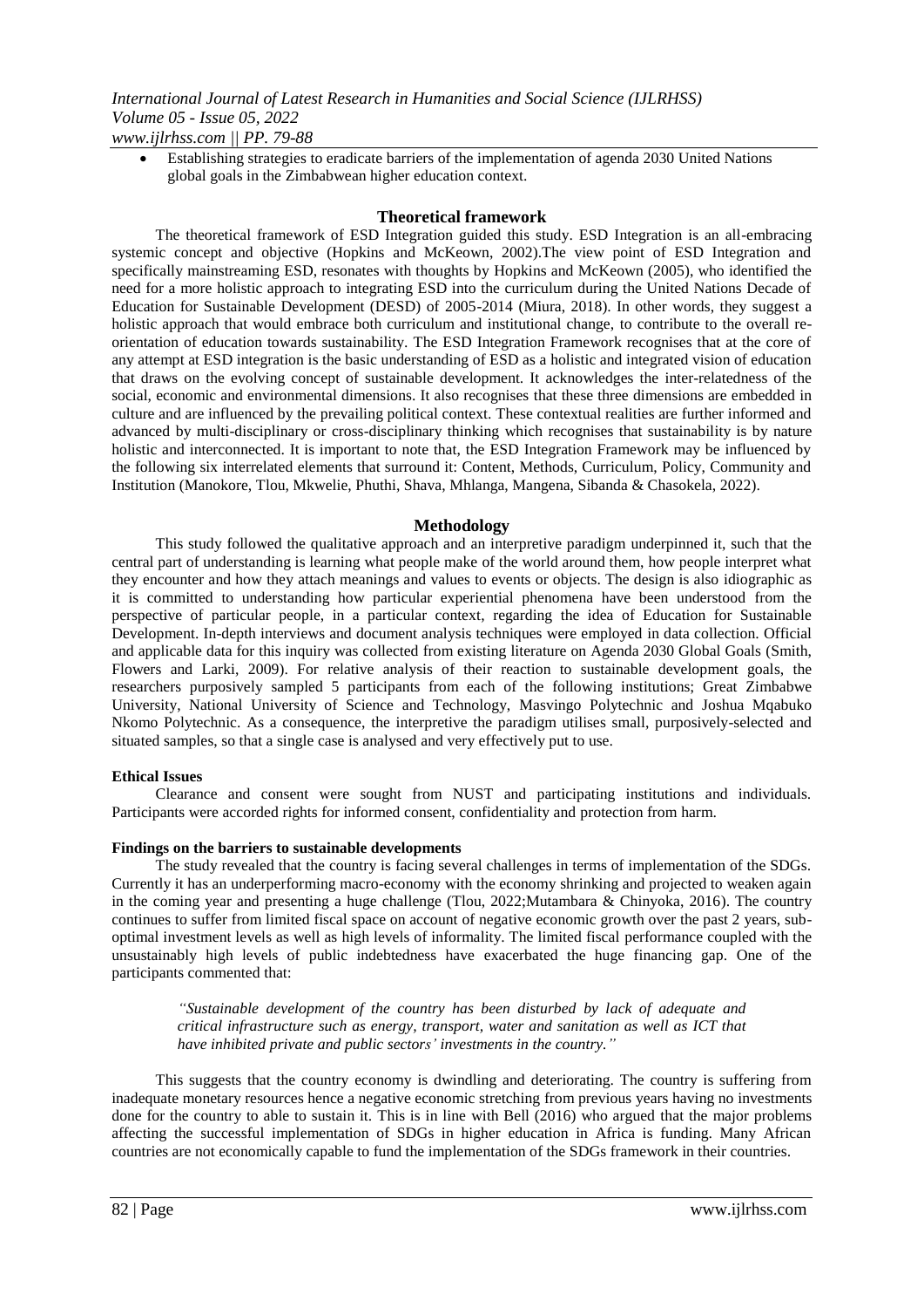- Establishing strategies to eradicate barriers of the implementation of agenda 2030 United Nations global goals in the Zimbabwean higher education context.

## Theoretical framework

The theoretical framework of ESD Integration guided this study. ESD Integration is an all-embracing systemic concept and objective (Hopkins and McKeown, 2002).The view point of ESD Integration and specifically mainstreaming ESD, resonates with thoughts by Hopkins and McKeown (2005), who identified the need for a more holistic approach to integrating ESD into the curriculum during the United Nations Decade of Education for Sustainable Development (DESD) of 2005-2014 (Miura, 2018). In other words, they suggest a holistic approach that would embrace both curriculum and institutional change, to contribute to the overall re-orientation of education towards sustainability. The ESD Integration Framework recognises that at the core of any attempt at ESD integration is the basic understanding of ESD as a holistic and integrated vision of education that draws on the evolving concept of sustainable development. It acknowledges the inter-relatedness of the social, economic and environmental dimensions. It also recognises that these three dimensions are embedded in culture and are influenced by the prevailing political context. These contextual realities are further informed and advanced by multi-disciplinary or cross-disciplinary thinking which recognises that sustainability is by nature holistic and interconnected. It is important to note that, the ESD Integration Framework may be influenced by the following six interrelated elements that surround it: Content, Methods, Curriculum, Policy, Community and Institution (Manokore, Tlou, Mkwelie, Phuthi, Shava, Mhlanga, Mangena, Sibanda & Chasokela, 2022).

## Methodology

This study followed the qualitative approach and an interpretive paradigm underpinned it, such that the central part of understanding is learning what people make of the world around them, how people interpret what they encounter and how they attach meanings and values to events or objects. The design is also idiographic as it is committed to understanding how particular experiential phenomena have been understood from the perspective of particular people, in a particular context, regarding the idea of Education for Sustainable Development. In-depth interviews and document analysis techniques were employed in data collection. Official and applicable data for this inquiry was collected from existing literature on Agenda 2030 Global Goals (Smith, Flowers and Larki, 2009). For relative analysis of their reaction to sustainable development goals, the researchers purposively sampled 5 participants from each of the following institutions; Great Zimbabwe University, National University of Science and Technology, Masvingo Polytechnic and Joshua Mqabuko Nkomo Polytechnic. As a consequence, the interpretive the paradigm utilises small, purposively-selected and situated samples, so that a single case is analysed and very effectively put to use.

### Ethical Issues

Clearance and consent were sought from NUST and participating institutions and individuals. Participants were accorded rights for informed consent, confidentiality and protection from harm.

### Findings on the barriers to sustainable developments

The study revealed that the country is facing several challenges in terms of implementation of the SDGs. Currently it has an underperforming macro-economy with the economy shrinking and projected to weaken again in the coming year and presenting a huge challenge (Tlou, 2022;Mutambara & Chinyoka, 2016). The country continues to suffer from limited fiscal space on account of negative economic growth over the past 2 years, sub-optimal investment levels as well as high levels of informality. The limited fiscal performance coupled with the unsustainably high levels of public indebtedness have exacerbated the huge financing gap. One of the participants commented that:

> *"Sustainable development of the country has been disturbed by lack of adequate and critical infrastructure such as energy, transport, water and sanitation as well as ICT that have inhibited private and public sectors' investments in the country."*

This suggests that the country economy is dwindling and deteriorating. The country is suffering from inadequate monetary resources hence a negative economic stretching from previous years having no investments done for the country to able to sustain it. This is in line with Bell (2016) who argued that the major problems affecting the successful implementation of SDGs in higher education in Africa is funding. Many African countries are not economically capable to fund the implementation of the SDGs framework in their countries.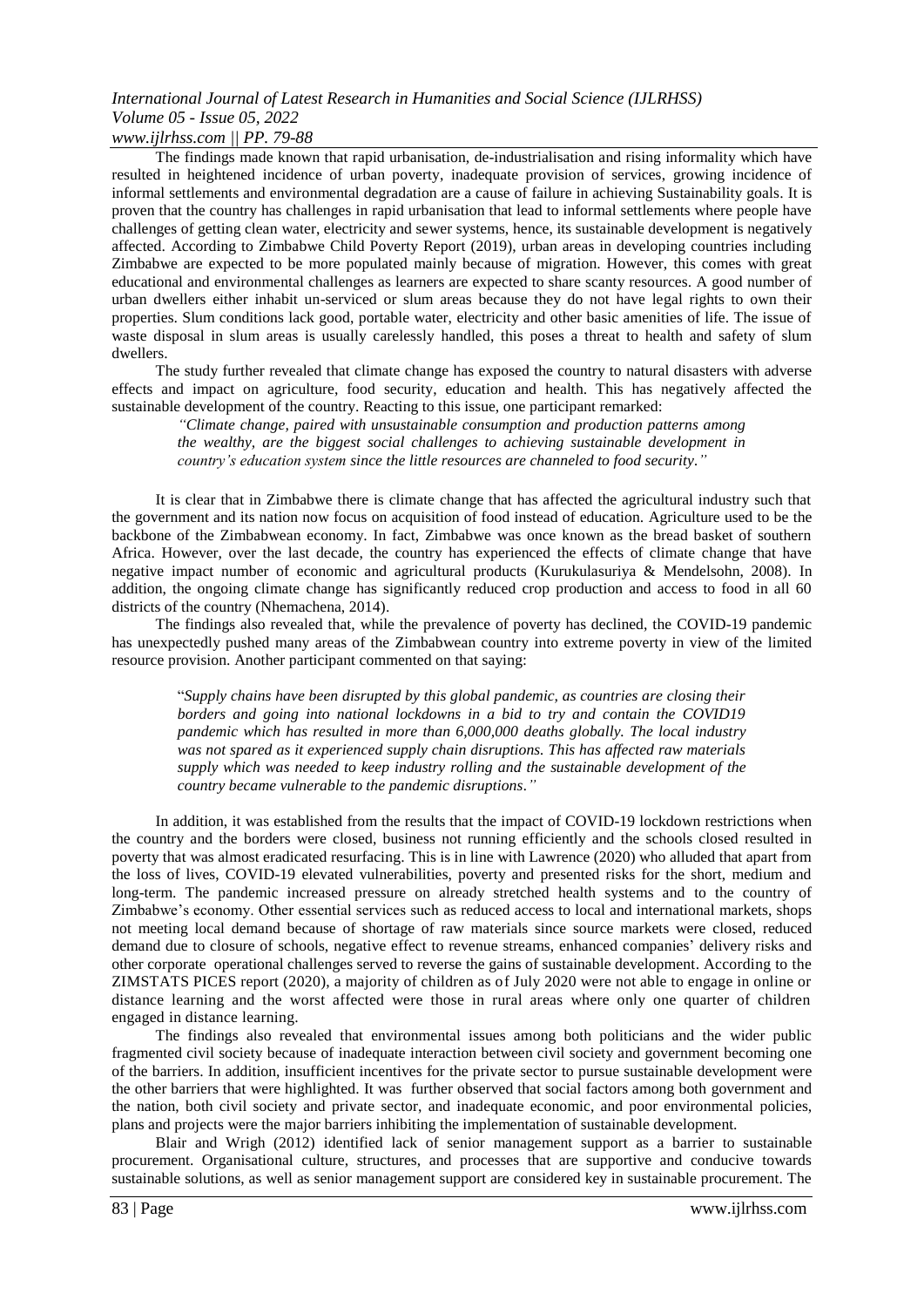The findings made known that rapid urbanisation, de-industrialisation and rising informality which have resulted in heightened incidence of urban poverty, inadequate provision of services, growing incidence of informal settlements and environmental degradation are a cause of failure in achieving Sustainability goals. It is proven that the country has challenges in rapid urbanisation that lead to informal settlements where people have challenges of getting clean water, electricity and sewer systems, hence, its sustainable development is negatively affected. According to Zimbabwe Child Poverty Report (2019), urban areas in developing countries including Zimbabwe are expected to be more populated mainly because of migration. However, this comes with great educational and environmental challenges as learners are expected to share scanty resources. A good number of urban dwellers either inhabit un-serviced or slum areas because they do not have legal rights to own their properties. Slum conditions lack good, portable water, electricity and other basic amenities of life. The issue of waste disposal in slum areas is usually carelessly handled, this poses a threat to health and safety of slum dwellers.

The study further revealed that climate change has exposed the country to natural disasters with adverse effects and impact on agriculture, food security, education and health. This has negatively affected the sustainable development of the country. Reacting to this issue, one participant remarked:

> *"Climate change, paired with unsustainable consumption and production patterns among the wealthy, are the biggest social challenges to achieving sustainable development in country's education system since the little resources are channeled to food security."*

It is clear that in Zimbabwe there is climate change that has affected the agricultural industry such that the government and its nation now focus on acquisition of food instead of education. Agriculture used to be the backbone of the Zimbabwean economy. In fact, Zimbabwe was once known as the bread basket of southern Africa. However, over the last decade, the country has experienced the effects of climate change that have negative impact number of economic and agricultural products (Kurukulasuriya & Mendelsohn, 2008). In addition, the ongoing climate change has significantly reduced crop production and access to food in all 60 districts of the country (Nhemachena, 2014).

The findings also revealed that, while the prevalence of poverty has declined, the COVID-19 pandemic has unexpectedly pushed many areas of the Zimbabwean country into extreme poverty in view of the limited resource provision. Another participant commented on that saying:

> "*Supply chains have been disrupted by this global pandemic, as countries are closing their borders and going into national lockdowns in a bid to try and contain the COVID19 pandemic which has resulted in more than 6,000,000 deaths globally. The local industry was not spared as it experienced supply chain disruptions. This has affected raw materials supply which was needed to keep industry rolling and the sustainable development of the country became vulnerable to the pandemic disruptions*."

In addition, it was established from the results that the impact of COVID-19 lockdown restrictions when the country and the borders were closed, business not running efficiently and the schools closed resulted in poverty that was almost eradicated resurfacing. This is in line with Lawrence (2020) who alluded that apart from the loss of lives, COVID-19 elevated vulnerabilities, poverty and presented risks for the short, medium and long-term. The pandemic increased pressure on already stretched health systems and to the country of Zimbabwe's economy. Other essential services such as reduced access to local and international markets, shops not meeting local demand because of shortage of raw materials since source markets were closed, reduced demand due to closure of schools, negative effect to revenue streams, enhanced companies' delivery risks and other corporate operational challenges served to reverse the gains of sustainable development. According to the ZIMSTATS PICES report (2020), a majority of children as of July 2020 were not able to engage in online or distance learning and the worst affected were those in rural areas where only one quarter of children engaged in distance learning.

The findings also revealed that environmental issues among both politicians and the wider public fragmented civil society because of inadequate interaction between civil society and government becoming one of the barriers. In addition, insufficient incentives for the private sector to pursue sustainable development were the other barriers that were highlighted. It was further observed that social factors among both government and the nation, both civil society and private sector, and inadequate economic, and poor environmental policies, plans and projects were the major barriers inhibiting the implementation of sustainable development.

Blair and Wrigh (2012) identified lack of senior management support as a barrier to sustainable procurement. Organisational culture, structures, and processes that are supportive and conducive towards sustainable solutions, as well as senior management support are considered key in sustainable procurement. The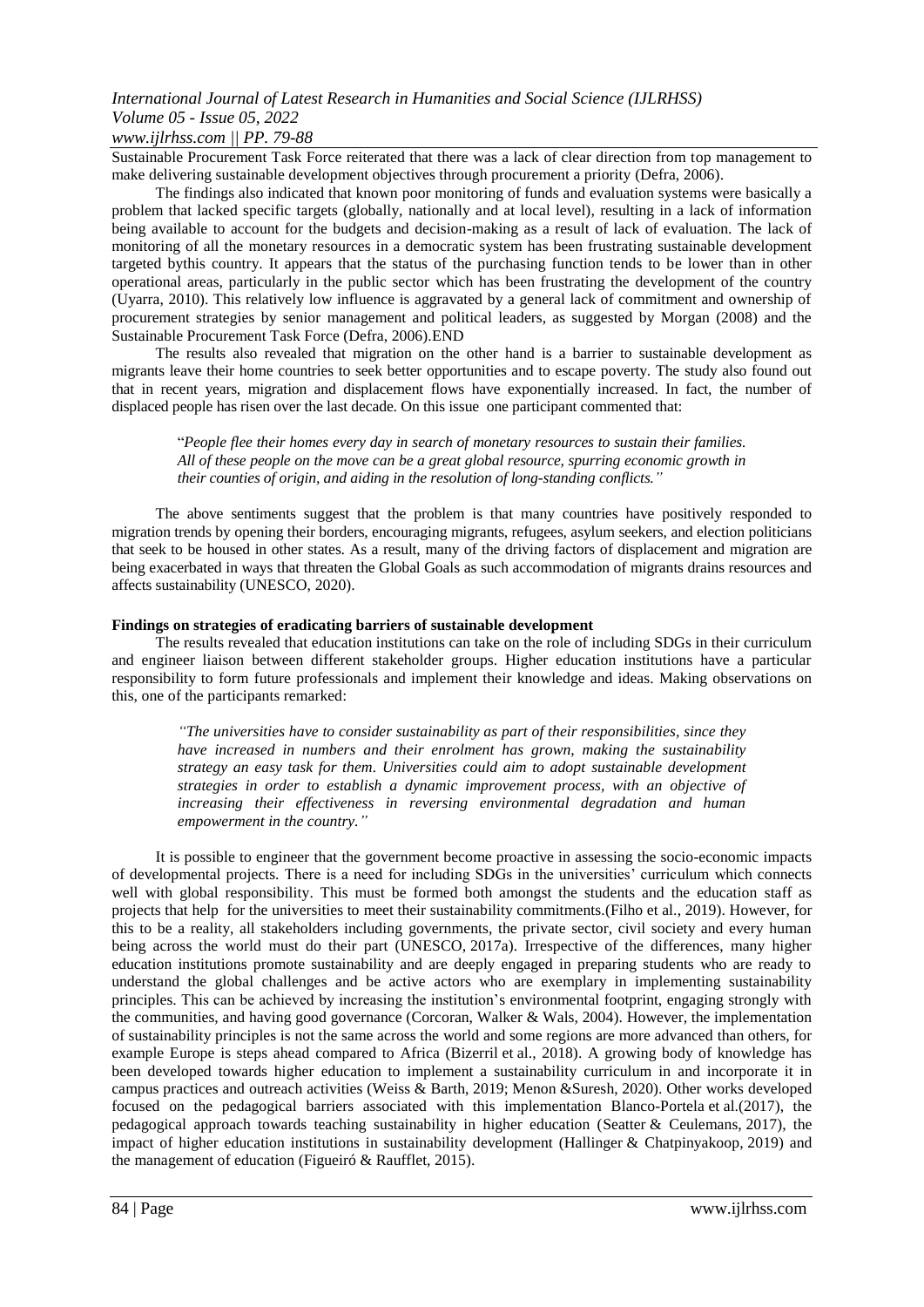Sustainable Procurement Task Force reiterated that there was a lack of clear direction from top management to make delivering sustainable development objectives through procurement a priority (Defra, 2006).

The findings also indicated that known poor monitoring of funds and evaluation systems were basically a problem that lacked specific targets (globally, nationally and at local level), resulting in a lack of information being available to account for the budgets and decision-making as a result of lack of evaluation. The lack of monitoring of all the monetary resources in a democratic system has been frustrating sustainable development targeted bythis country. It appears that the status of the purchasing function tends to be lower than in other operational areas, particularly in the public sector which has been frustrating the development of the country (Uyarra, 2010). This relatively low influence is aggravated by a general lack of commitment and ownership of procurement strategies by senior management and political leaders, as suggested by Morgan (2008) and the Sustainable Procurement Task Force (Defra, 2006).END

The results also revealed that migration on the other hand is a barrier to sustainable development as migrants leave their home countries to seek better opportunities and to escape poverty. The study also found out that in recent years, migration and displacement flows have exponentially increased. In fact, the number of displaced people has risen over the last decade. On this issue one participant commented that:

> "*People flee their homes every day in search of monetary resources to sustain their families. All of these people on the move can be a great global resource, spurring economic growth in their counties of origin, and aiding in the resolution of long-standing conflicts.*"

The above sentiments suggest that the problem is that many countries have positively responded to migration trends by opening their borders, encouraging migrants, refugees, asylum seekers, and election politicians that seek to be housed in other states. As a result, many of the driving factors of displacement and migration are being exacerbated in ways that threaten the Global Goals as such accommodation of migrants drains resources and affects sustainability (UNESCO, 2020).

**Findings on strategies of eradicating barriers of sustainable development**

The results revealed that education institutions can take on the role of including SDGs in their curriculum and engineer liaison between different stakeholder groups. Higher education institutions have a particular responsibility to form future professionals and implement their knowledge and ideas. Making observations on this, one of the participants remarked:

> *"The universities have to consider sustainability as part of their responsibilities, since they have increased in numbers and their enrolment has grown, making the sustainability strategy an easy task for them. Universities could aim to adopt sustainable development strategies in order to establish a dynamic improvement process, with an objective of increasing their effectiveness in reversing environmental degradation and human empowerment in the country."*

It is possible to engineer that the government become proactive in assessing the socio-economic impacts of developmental projects. There is a need for including SDGs in the universities' curriculum which connects well with global responsibility. This must be formed both amongst the students and the education staff as projects that help for the universities to meet their sustainability commitments.(Filho et al., 2019). However, for this to be a reality, all stakeholders including governments, the private sector, civil society and every human being across the world must do their part (UNESCO, 2017a). Irrespective of the differences, many higher education institutions promote sustainability and are deeply engaged in preparing students who are ready to understand the global challenges and be active actors who are exemplary in implementing sustainability principles. This can be achieved by increasing the institution's environmental footprint, engaging strongly with the communities, and having good governance (Corcoran, Walker & Wals, 2004). However, the implementation of sustainability principles is not the same across the world and some regions are more advanced than others, for example Europe is steps ahead compared to Africa (Bizerril et al., 2018). A growing body of knowledge has been developed towards higher education to implement a sustainability curriculum in and incorporate it in campus practices and outreach activities (Weiss & Barth, 2019; Menon &Suresh, 2020). Other works developed focused on the pedagogical barriers associated with this implementation Blanco-Portela et al.(2017), the pedagogical approach towards teaching sustainability in higher education (Seatter & Ceulemans, 2017), the impact of higher education institutions in sustainability development (Hallinger & Chatpinyakoop, 2019) and the management of education (Figueiró & Raufflet, 2015).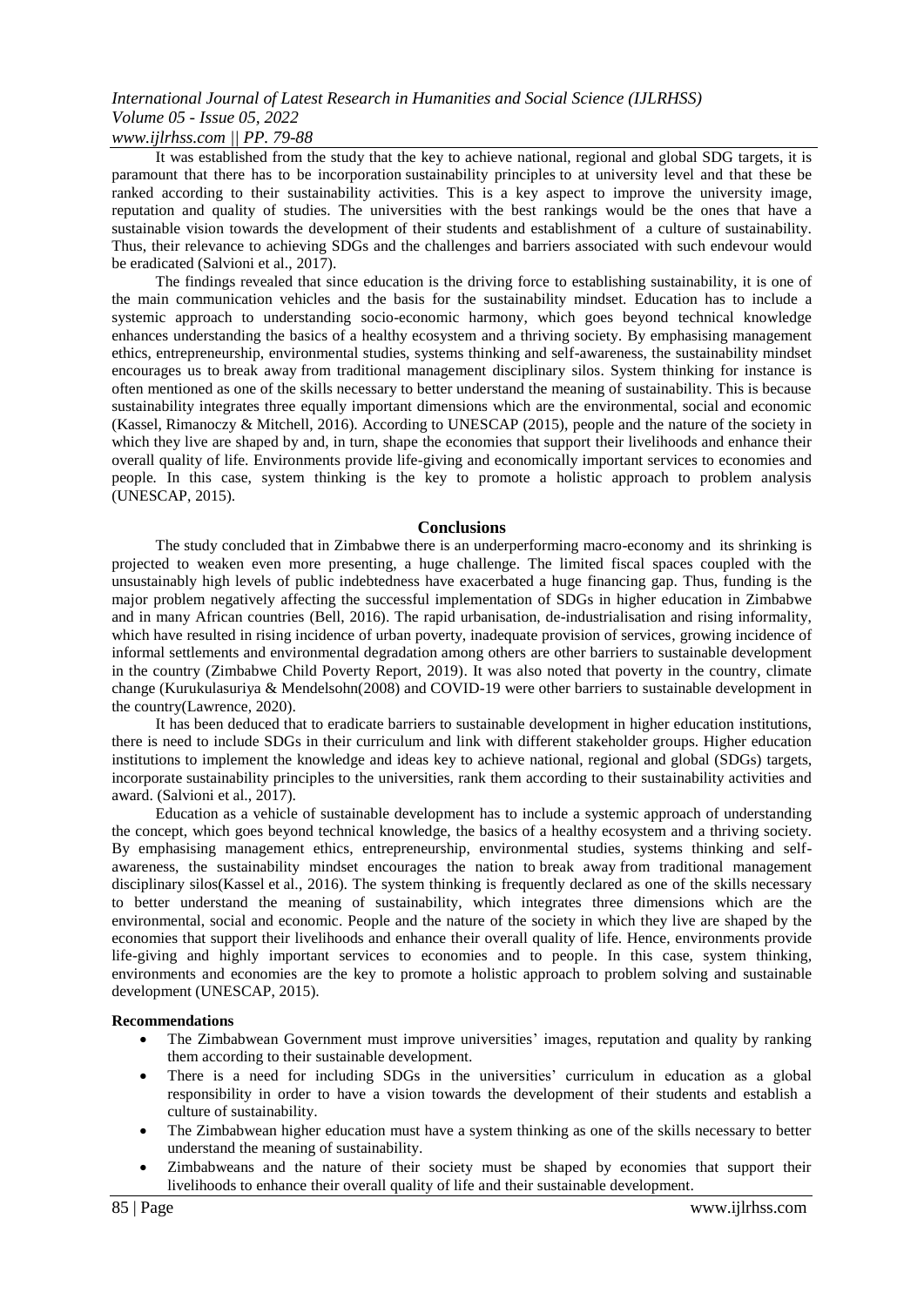It was established from the study that the key to achieve national, regional and global SDG targets, it is paramount that there has to be incorporation sustainability principles to at university level and that these be ranked according to their sustainability activities. This is a key aspect to improve the university image, reputation and quality of studies. The universities with the best rankings would be the ones that have a sustainable vision towards the development of their students and establishment of a culture of sustainability. Thus, their relevance to achieving SDGs and the challenges and barriers associated with such endevour would be eradicated (Salvioni et al., 2017).

The findings revealed that since education is the driving force to establishing sustainability, it is one of the main communication vehicles and the basis for the sustainability mindset. Education has to include a systemic approach to understanding socio-economic harmony, which goes beyond technical knowledge enhances understanding the basics of a healthy ecosystem and a thriving society. By emphasising management ethics, entrepreneurship, environmental studies, systems thinking and self-awareness, the sustainability mindset encourages us to break away from traditional management disciplinary silos. System thinking for instance is often mentioned as one of the skills necessary to better understand the meaning of sustainability. This is because sustainability integrates three equally important dimensions which are the environmental, social and economic (Kassel, Rimanoczy & Mitchell, 2016). According to UNESCAP (2015), people and the nature of the society in which they live are shaped by and, in turn, shape the economies that support their livelihoods and enhance their overall quality of life. Environments provide life-giving and economically important services to economies and people. In this case, system thinking is the key to promote a holistic approach to problem analysis (UNESCAP, 2015).

## Conclusions

The study concluded that in Zimbabwe there is an underperforming macro-economy and its shrinking is projected to weaken even more presenting, a huge challenge. The limited fiscal spaces coupled with the unsustainably high levels of public indebtedness have exacerbated a huge financing gap. Thus, funding is the major problem negatively affecting the successful implementation of SDGs in higher education in Zimbabwe and in many African countries (Bell, 2016). The rapid urbanisation, de-industrialisation and rising informality, which have resulted in rising incidence of urban poverty, inadequate provision of services, growing incidence of informal settlements and environmental degradation among others are other barriers to sustainable development in the country (Zimbabwe Child Poverty Report, 2019). It was also noted that poverty in the country, climate change (Kurukulasuriya & Mendelsohn(2008) and COVID-19 were other barriers to sustainable development in the country(Lawrence, 2020).

It has been deduced that to eradicate barriers to sustainable development in higher education institutions, there is need to include SDGs in their curriculum and link with different stakeholder groups. Higher education institutions to implement the knowledge and ideas key to achieve national, regional and global (SDGs) targets, incorporate sustainability principles to the universities, rank them according to their sustainability activities and award. (Salvioni et al., 2017).

Education as a vehicle of sustainable development has to include a systemic approach of understanding the concept, which goes beyond technical knowledge, the basics of a healthy ecosystem and a thriving society. By emphasising management ethics, entrepreneurship, environmental studies, systems thinking and self-awareness, the sustainability mindset encourages the nation to break away from traditional management disciplinary silos(Kassel et al., 2016). The system thinking is frequently declared as one of the skills necessary to better understand the meaning of sustainability, which integrates three dimensions which are the environmental, social and economic. People and the nature of the society in which they live are shaped by the economies that support their livelihoods and enhance their overall quality of life. Hence, environments provide life-giving and highly important services to economies and to people. In this case, system thinking, environments and economies are the key to promote a holistic approach to problem solving and sustainable development (UNESCAP, 2015).

### Recommendations

- The Zimbabwean Government must improve universities' images, reputation and quality by ranking them according to their sustainable development.
- There is a need for including SDGs in the universities' curriculum in education as a global responsibility in order to have a vision towards the development of their students and establish a culture of sustainability.
- The Zimbabwean higher education must have a system thinking as one of the skills necessary to better understand the meaning of sustainability.
- Zimbabweans and the nature of their society must be shaped by economies that support their livelihoods to enhance their overall quality of life and their sustainable development.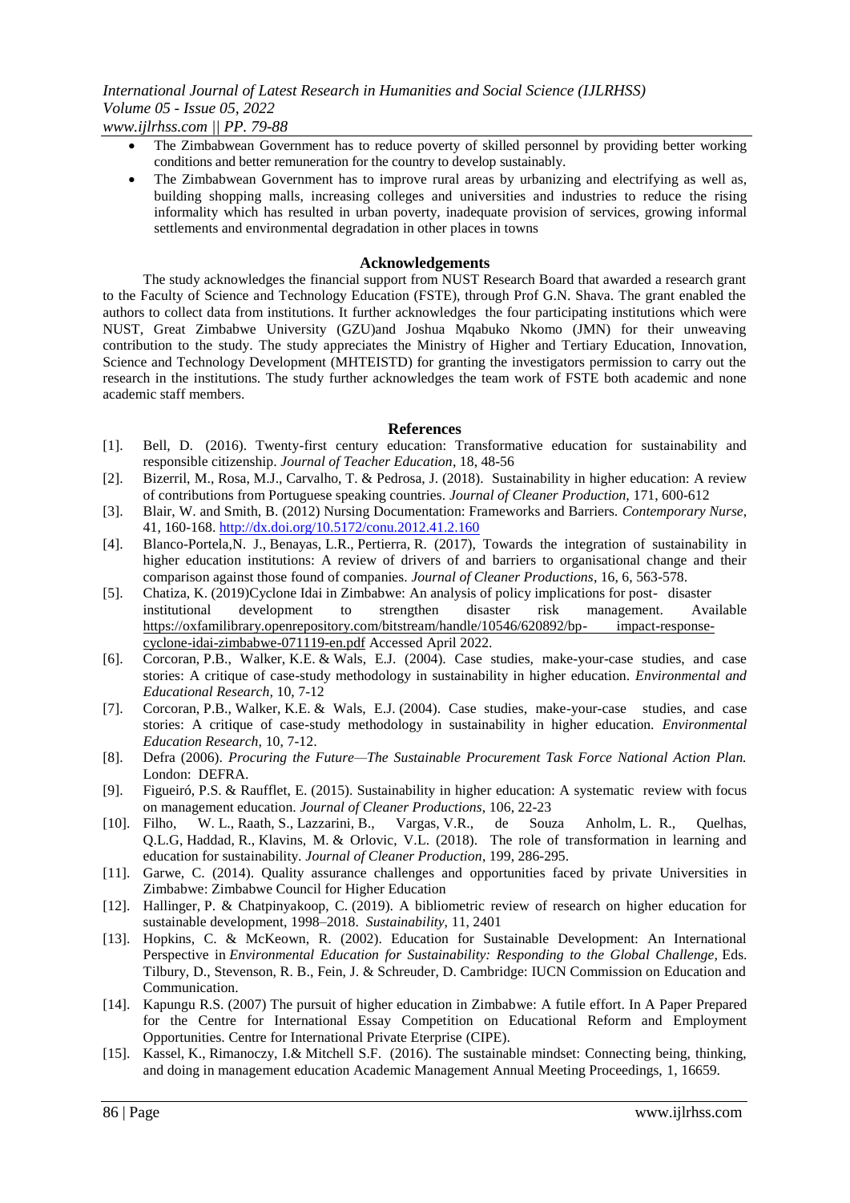- The Zimbabwean Government has to reduce poverty of skilled personnel by providing better working conditions and better remuneration for the country to develop sustainably.
- The Zimbabwean Government has to improve rural areas by urbanizing and electrifying as well as, building shopping malls, increasing colleges and universities and industries to reduce the rising informality which has resulted in urban poverty, inadequate provision of services, growing informal settlements and environmental degradation in other places in towns

## Acknowledgements

The study acknowledges the financial support from NUST Research Board that awarded a research grant to the Faculty of Science and Technology Education (FSTE), through Prof G.N. Shava. The grant enabled the authors to collect data from institutions. It further acknowledges the four participating institutions which were NUST, Great Zimbabwe University (GZU)and Joshua Mqabuko Nkomo (JMN) for their unweaving contribution to the study. The study appreciates the Ministry of Higher and Tertiary Education, Innovation, Science and Technology Development (MHTEISTD) for granting the investigators permission to carry out the research in the institutions. The study further acknowledges the team work of FSTE both academic and none academic staff members.

## References

[1]. Bell, D. (2016). Twenty-first century education: Transformative education for sustainability and responsible citizenship. *Journal of Teacher Education*, 18, 48-56

[2]. Bizerril, M., Rosa, M.J., Carvalho, T. & Pedrosa, J. (2018). Sustainability in higher education: A review of contributions from Portuguese speaking countries. *Journal of Cleaner Production,* 171, 600-612

[3]. Blair, W. and Smith, B. (2012) Nursing Documentation: Frameworks and Barriers. *Contemporary Nurse*, 41, 160-168. http://dx.doi.org/10.5172/conu.2012.41.2.160

[4]. Blanco-Portela,N. J., Benayas, L.R., Pertierra, R. (2017), Towards the integration of sustainability in higher education institutions: A review of drivers of and barriers to organisational change and their comparison against those found of companies. *Journal of Cleaner Productions*, 16, 6, 563-578.

[5]. Chatiza, K. (2019)Cyclone Idai in Zimbabwe: An analysis of policy implications for post- disaster institutional development to strengthen disaster risk management. Available https://oxfamilibrary.openrepository.com/bitstream/handle/10546/620892/bp- impact-response-cyclone-idai-zimbabwe-071119-en.pdf Accessed April 2022.

[6]. Corcoran, P.B., Walker, K.E. & Wals, E.J. (2004). Case studies, make-your-case studies, and case stories: A critique of case-study methodology in sustainability in higher education. *Environmental and Educational Research,* 10, 7-12

[7]. Corcoran, P.B., Walker, K.E. & Wals, E.J. (2004). Case studies, make-your-case studies, and case stories: A critique of case-study methodology in sustainability in higher education. *Environmental Education Research,* 10, 7-12.

[8]. Defra (2006). *Procuring the Future—The Sustainable Procurement Task Force National Action Plan.* London: DEFRA.

[9]. Figueiró, P.S. & Raufflet, E. (2015). Sustainability in higher education: A systematic review with focus on management education. *Journal of Cleaner Productions,* 106, 22-23

[10]. Filho, W. L., Raath, S., Lazzarini, B., Vargas, V.R., de Souza Anholm, L. R., Quelhas, Q.L.G, Haddad, R., Klavins, M. & Orlovic, V.L. (2018). The role of transformation in learning and education for sustainability. *Journal of Cleaner Production*, 199, 286-295.

[11]. Garwe, C. (2014). Quality assurance challenges and opportunities faced by private Universities in Zimbabwe: Zimbabwe Council for Higher Education

[12]. Hallinger, P. & Chatpinyakoop, C. (2019). A bibliometric review of research on higher education for sustainable development, 1998–2018. *Sustainability,* 11, 2401

[13]. Hopkins, C. & McKeown, R. (2002). Education for Sustainable Development: An International Perspective in *Environmental Education for Sustainability: Responding to the Global Challenge,* Eds. Tilbury, D., Stevenson, R. B., Fein, J. & Schreuder, D. Cambridge: IUCN Commission on Education and Communication.

[14]. Kapungu R.S. (2007) The pursuit of higher education in Zimbabwe: A futile effort. In A Paper Prepared for the Centre for International Essay Competition on Educational Reform and Employment Opportunities. Centre for International Private Eterprise (CIPE).

[15]. Kassel, K., Rimanoczy, I.& Mitchell S.F. (2016). The sustainable mindset: Connecting being, thinking, and doing in management education Academic Management Annual Meeting Proceedings, 1, 16659.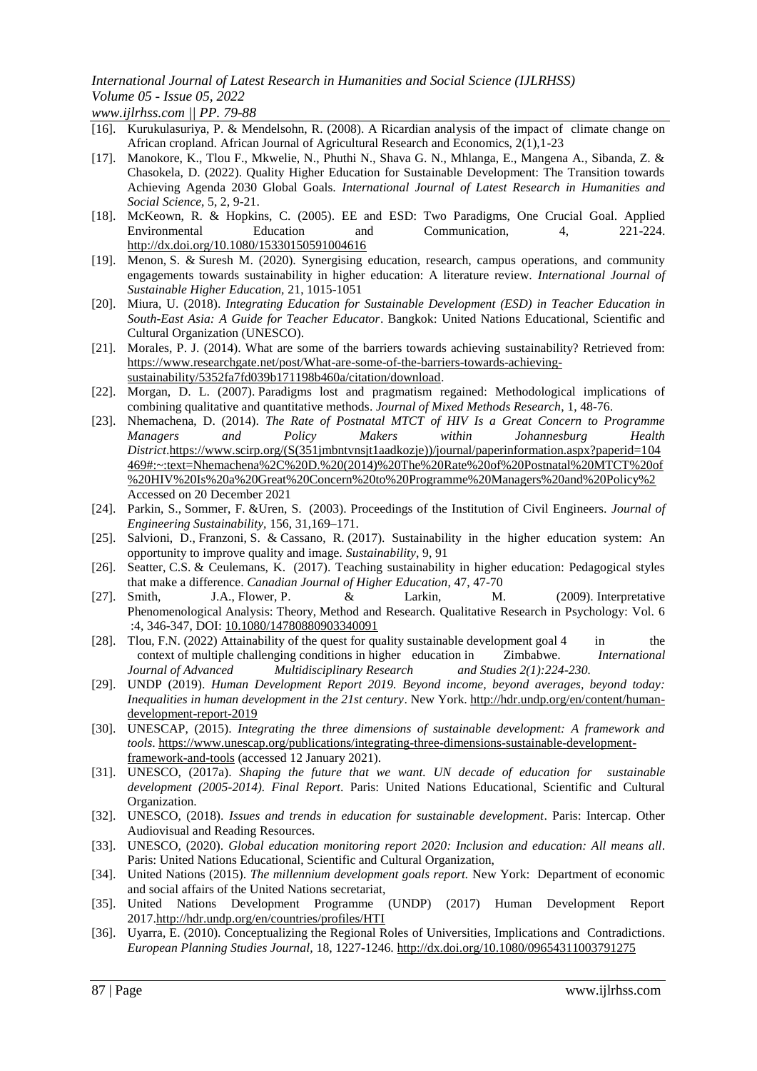[16]. Kurukulasuriya, P. & Mendelsohn, R. (2008). A Ricardian analysis of the impact of climate change on African cropland. African Journal of Agricultural Research and Economics, 2(1),1-23

[17]. Manokore, K., Tlou F., Mkwelie, N., Phuthi N., Shava G. N., Mhlanga, E., Mangena A., Sibanda, Z. & Chasokela, D. (2022). Quality Higher Education for Sustainable Development: The Transition towards Achieving Agenda 2030 Global Goals. *International Journal of Latest Research in Humanities and Social Science*, 5, 2, 9-21.

[18]. McKeown, R. & Hopkins, C. (2005). EE and ESD: Two Paradigms, One Crucial Goal. Applied Environmental Education and Communication, 4, 221-224. http://dx.doi.org/10.1080/15330150591004616

[19]. Menon, S. & Suresh M. (2020). Synergising education, research, campus operations, and community engagements towards sustainability in higher education: A literature review. *International Journal of Sustainable Higher Education*, 21, 1015-1051

[20]. Miura, U. (2018). *Integrating Education for Sustainable Development (ESD) in Teacher Education in South-East Asia: A Guide for Teacher Educator*. Bangkok: United Nations Educational, Scientific and Cultural Organization (UNESCO).

[21]. Morales, P. J. (2014). What are some of the barriers towards achieving sustainability? Retrieved from: https://www.researchgate.net/post/What-are-some-of-the-barriers-towards-achieving-sustainability/5352fa7fd039b171198b460a/citation/download.

[22]. Morgan, D. L. (2007). Paradigms lost and pragmatism regained: Methodological implications of combining qualitative and quantitative methods. *Journal of Mixed Methods Research*, 1, 48-76.

[23]. Nhemachena, D. (2014). *The Rate of Postnatal MTCT of HIV Is a Great Concern to Programme Managers and Policy Makers within Johannesburg Health District*.https://www.scirp.org/(S(351jmbntvnsjt1aadkozje))/journal/paperinformation.aspx?paperid=104469#:~:text=Nhemachena%2C%20D.%20(2014)%20The%20Rate%20of%20Postnatal%20MTCT%20of%20HIV%20Is%20a%20Great%20Concern%20to%20Programme%20Managers%20and%20Policy%2 Accessed on 20 December 2021

[24]. Parkin, S., Sommer, F. &Uren, S. (2003). Proceedings of the Institution of Civil Engineers. *Journal of Engineering Sustainability*, 156, 31,169–171.

[25]. Salvioni, D., Franzoni, S. & Cassano, R. (2017). Sustainability in the higher education system: An opportunity to improve quality and image. *Sustainability*, 9, 91

[26]. Seatter, C.S. & Ceulemans, K. (2017). Teaching sustainability in higher education: Pedagogical styles that make a difference. *Canadian Journal of Higher Education*, 47, 47-70

[27]. Smith, J.A., Flower, P. & Larkin, M. (2009). Interpretative Phenomenological Analysis: Theory, Method and Research. Qualitative Research in Psychology: Vol. 6 :4, 346-347, DOI: 10.1080/14780880903340091

[28]. Tlou, F.N. (2022) Attainability of the quest for quality sustainable development goal 4 in the context of multiple challenging conditions in higher education in Zimbabwe. *International Journal of Advanced Multidisciplinary Research and Studies 2(1):224-230.*

[29]. UNDP (2019). *Human Development Report 2019. Beyond income, beyond averages, beyond today: Inequalities in human development in the 21st century*. New York. http://hdr.undp.org/en/content/human-development-report-2019

[30]. UNESCAP, (2015). *Integrating the three dimensions of sustainable development: A framework and tools*. https://www.unescap.org/publications/integrating-three-dimensions-sustainable-development-framework-and-tools (accessed 12 January 2021).

[31]. UNESCO, (2017a). *Shaping the future that we want. UN decade of education for sustainable development (2005-2014). Final Report*. Paris: United Nations Educational, Scientific and Cultural Organization.

[32]. UNESCO, (2018). *Issues and trends in education for sustainable development*. Paris: Intercap. Other Audiovisual and Reading Resources.

[33]. UNESCO, (2020). *Global education monitoring report 2020: Inclusion and education: All means all*. Paris: United Nations Educational, Scientific and Cultural Organization,

[34]. United Nations (2015). *The millennium development goals report.* New York: Department of economic and social affairs of the United Nations secretariat,

[35]. United Nations Development Programme (UNDP) (2017) Human Development Report 2017.http://hdr.undp.org/en/countries/profiles/HTI

[36]. Uyarra, E. (2010). Conceptualizing the Regional Roles of Universities, Implications and Contradictions. *European Planning Studies Journal,* 18, 1227-1246. http://dx.doi.org/10.1080/09654311003791275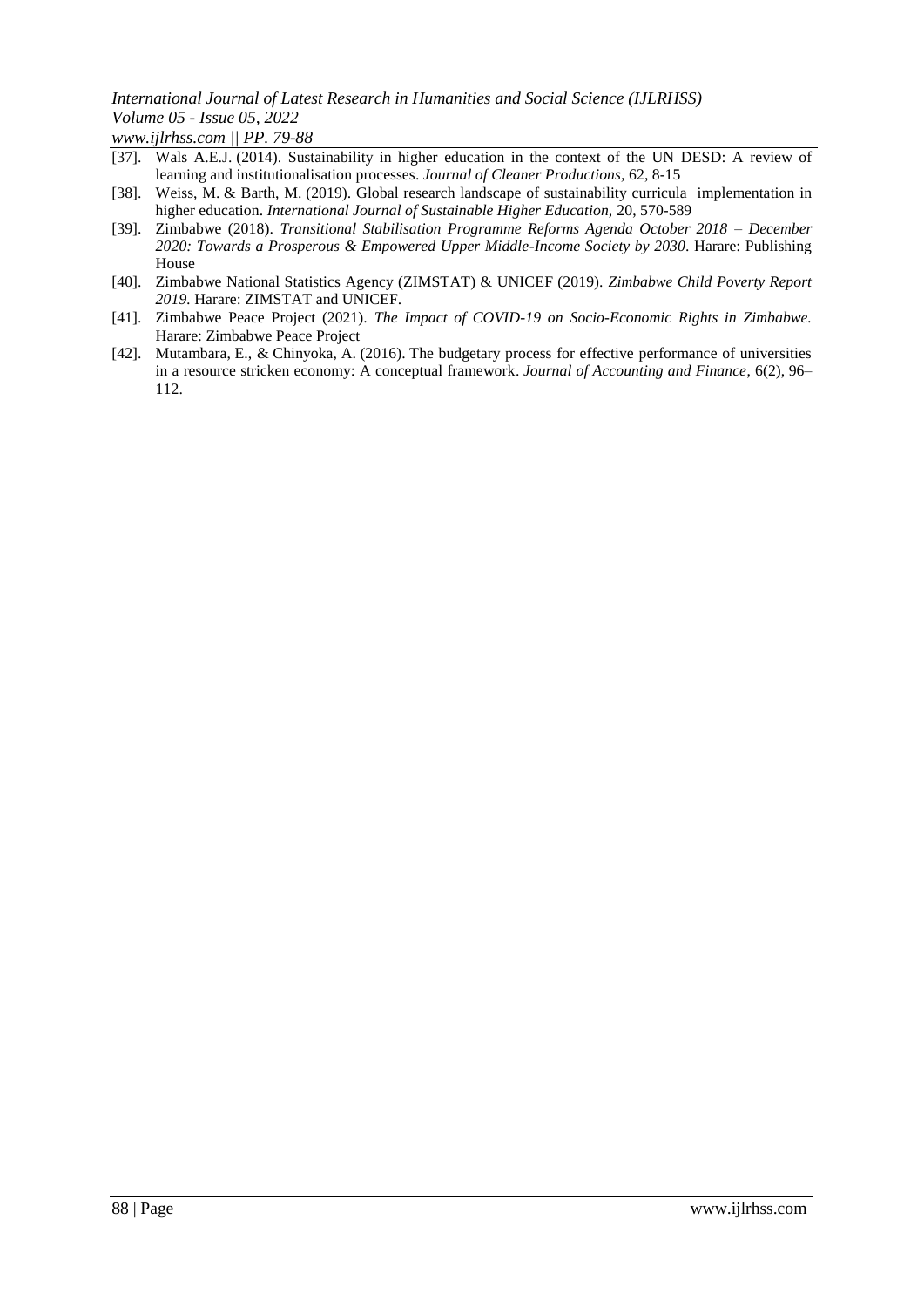[37]. Wals A.E.J. (2014). Sustainability in higher education in the context of the UN DESD: A review of learning and institutionalisation processes. *Journal of Cleaner Productions*, 62, 8-15

[38]. Weiss, M. & Barth, M. (2019). Global research landscape of sustainability curricula implementation in higher education. *International Journal of Sustainable Higher Education*, 20, 570-589

[39]. Zimbabwe (2018). *Transitional Stabilisation Programme Reforms Agenda October 2018 – December 2020: Towards a Prosperous & Empowered Upper Middle-Income Society by 2030*. Harare: Publishing House

[40]. Zimbabwe National Statistics Agency (ZIMSTAT) & UNICEF (2019). *Zimbabwe Child Poverty Report 2019.* Harare: ZIMSTAT and UNICEF.

[41]. Zimbabwe Peace Project (2021). *The Impact of COVID-19 on Socio-Economic Rights in Zimbabwe.* Harare: Zimbabwe Peace Project

[42]. Mutambara, E., & Chinyoka, A. (2016). The budgetary process for effective performance of universities in a resource stricken economy: A conceptual framework. *Journal of Accounting and Finance*, 6(2), 96–112.